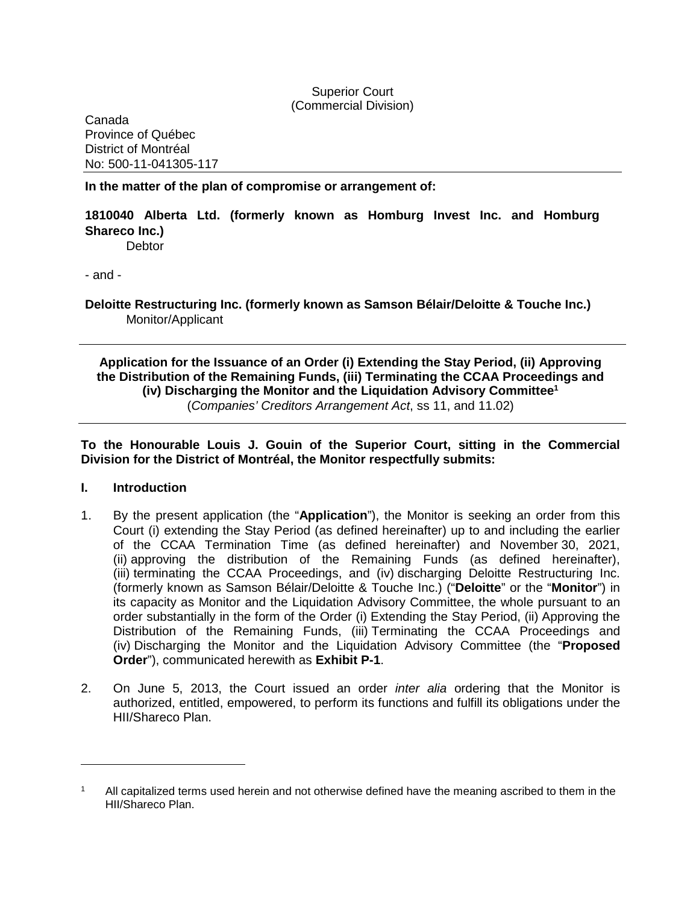Superior Court
(Commercial Division)

Canada
Province of Québec
District of Montréal
No: 500-11-041305-117

---

**In the matter of the plan of compromise or arrangement of:**

**1810040 Alberta Ltd. (formerly known as Homburg Invest Inc. and Homburg Shareco Inc.)**
Debtor

- and -

**Deloitte Restructuring Inc. (formerly known as Samson Bélair/Deloitte & Touche Inc.)**
Monitor/Applicant

---

**Application for the Issuance of an Order (i) Extending the Stay Period, (ii) Approving the Distribution of the Remaining Funds, (iii) Terminating the CCAA Proceedings and (iv) Discharging the Monitor and the Liquidation Advisory Committee[1]**
(*Companies' Creditors Arrangement Act*, ss 11, and 11.02)

---

**To the Honourable Louis J. Gouin of the Superior Court, sitting in the Commercial Division for the District of Montréal, the Monitor respectfully submits:**

## I. Introduction

1. By the present application (the "**Application**"), the Monitor is seeking an order from this Court (i) extending the Stay Period (as defined hereinafter) up to and including the earlier of the CCAA Termination Time (as defined hereinafter) and November 30, 2021, (ii) approving the distribution of the Remaining Funds (as defined hereinafter), (iii) terminating the CCAA Proceedings, and (iv) discharging Deloitte Restructuring Inc. (formerly known as Samson Bélair/Deloitte & Touche Inc.) ("**Deloitte**" or the "**Monitor**") in its capacity as Monitor and the Liquidation Advisory Committee, the whole pursuant to an order substantially in the form of the Order (i) Extending the Stay Period, (ii) Approving the Distribution of the Remaining Funds, (iii) Terminating the CCAA Proceedings and (iv) Discharging the Monitor and the Liquidation Advisory Committee (the "**Proposed Order**"), communicated herewith as **Exhibit P-1**.

2. On June 5, 2013, the Court issued an order *inter alia* ordering that the Monitor is authorized, entitled, empowered, to perform its functions and fulfill its obligations under the HII/Shareco Plan.

---

[1] All capitalized terms used herein and not otherwise defined have the meaning ascribed to them in the HII/Shareco Plan.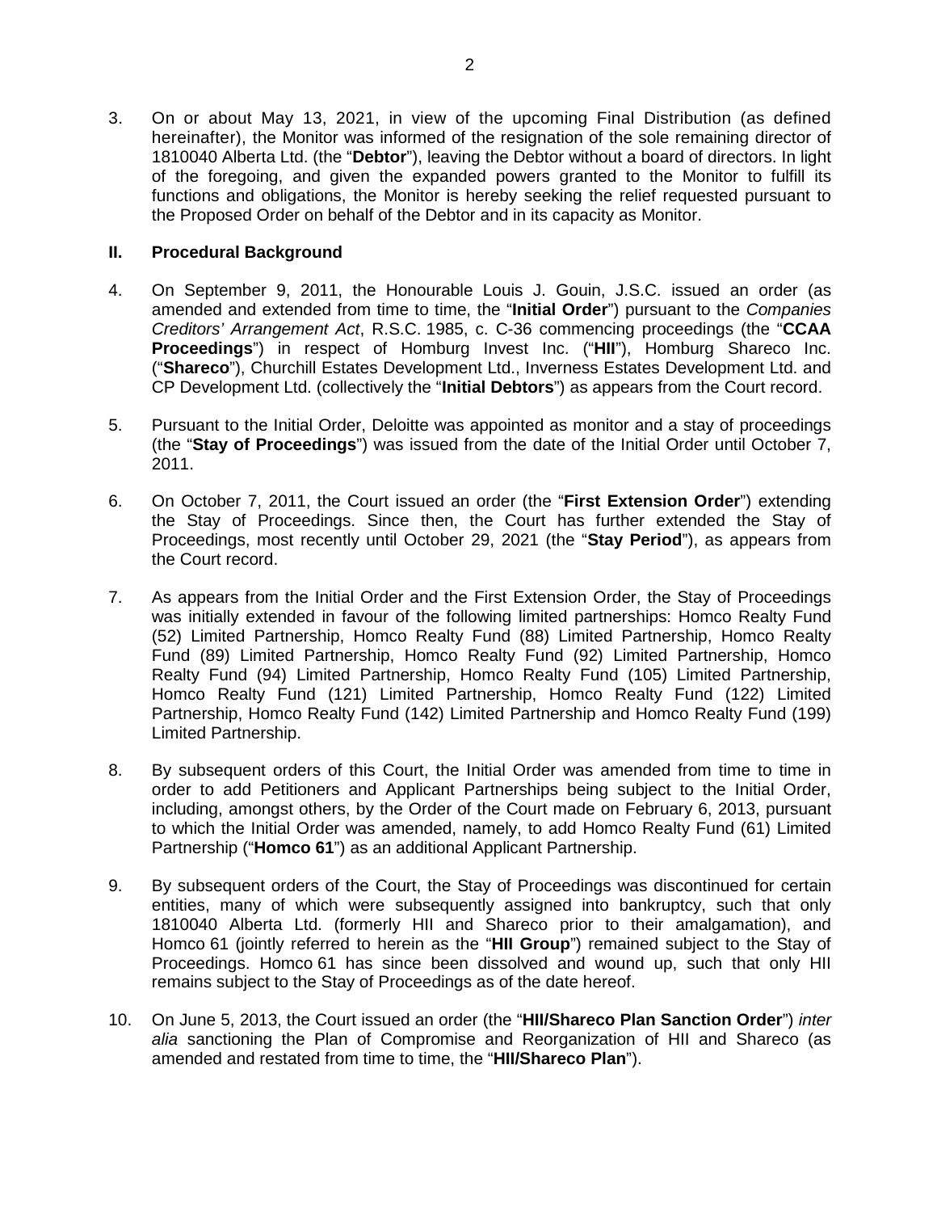3. On or about May 13, 2021, in view of the upcoming Final Distribution (as defined hereinafter), the Monitor was informed of the resignation of the sole remaining director of 1810040 Alberta Ltd. (the "**Debtor**"), leaving the Debtor without a board of directors. In light of the foregoing, and given the expanded powers granted to the Monitor to fulfill its functions and obligations, the Monitor is hereby seeking the relief requested pursuant to the Proposed Order on behalf of the Debtor and in its capacity as Monitor.

## II. Procedural Background

4. On September 9, 2011, the Honourable Louis J. Gouin, J.S.C. issued an order (as amended and extended from time to time, the "**Initial Order**") pursuant to the *Companies Creditors' Arrangement Act*, R.S.C. 1985, c. C-36 commencing proceedings (the "**CCAA Proceedings**") in respect of Homburg Invest Inc. ("**HII**"), Homburg Shareco Inc. ("**Shareco**"), Churchill Estates Development Ltd., Inverness Estates Development Ltd. and CP Development Ltd. (collectively the "**Initial Debtors**") as appears from the Court record.

5. Pursuant to the Initial Order, Deloitte was appointed as monitor and a stay of proceedings (the "**Stay of Proceedings**") was issued from the date of the Initial Order until October 7, 2011.

6. On October 7, 2011, the Court issued an order (the "**First Extension Order**") extending the Stay of Proceedings. Since then, the Court has further extended the Stay of Proceedings, most recently until October 29, 2021 (the "**Stay Period**"), as appears from the Court record.

7. As appears from the Initial Order and the First Extension Order, the Stay of Proceedings was initially extended in favour of the following limited partnerships: Homco Realty Fund (52) Limited Partnership, Homco Realty Fund (88) Limited Partnership, Homco Realty Fund (89) Limited Partnership, Homco Realty Fund (92) Limited Partnership, Homco Realty Fund (94) Limited Partnership, Homco Realty Fund (105) Limited Partnership, Homco Realty Fund (121) Limited Partnership, Homco Realty Fund (122) Limited Partnership, Homco Realty Fund (142) Limited Partnership and Homco Realty Fund (199) Limited Partnership.

8. By subsequent orders of this Court, the Initial Order was amended from time to time in order to add Petitioners and Applicant Partnerships being subject to the Initial Order, including, amongst others, by the Order of the Court made on February 6, 2013, pursuant to which the Initial Order was amended, namely, to add Homco Realty Fund (61) Limited Partnership ("**Homco 61**") as an additional Applicant Partnership.

9. By subsequent orders of the Court, the Stay of Proceedings was discontinued for certain entities, many of which were subsequently assigned into bankruptcy, such that only 1810040 Alberta Ltd. (formerly HII and Shareco prior to their amalgamation), and Homco 61 (jointly referred to herein as the "**HII Group**") remained subject to the Stay of Proceedings. Homco 61 has since been dissolved and wound up, such that only HII remains subject to the Stay of Proceedings as of the date hereof.

10. On June 5, 2013, the Court issued an order (the "**HII/Shareco Plan Sanction Order**") *inter alia* sanctioning the Plan of Compromise and Reorganization of HII and Shareco (as amended and restated from time to time, the "**HII/Shareco Plan**").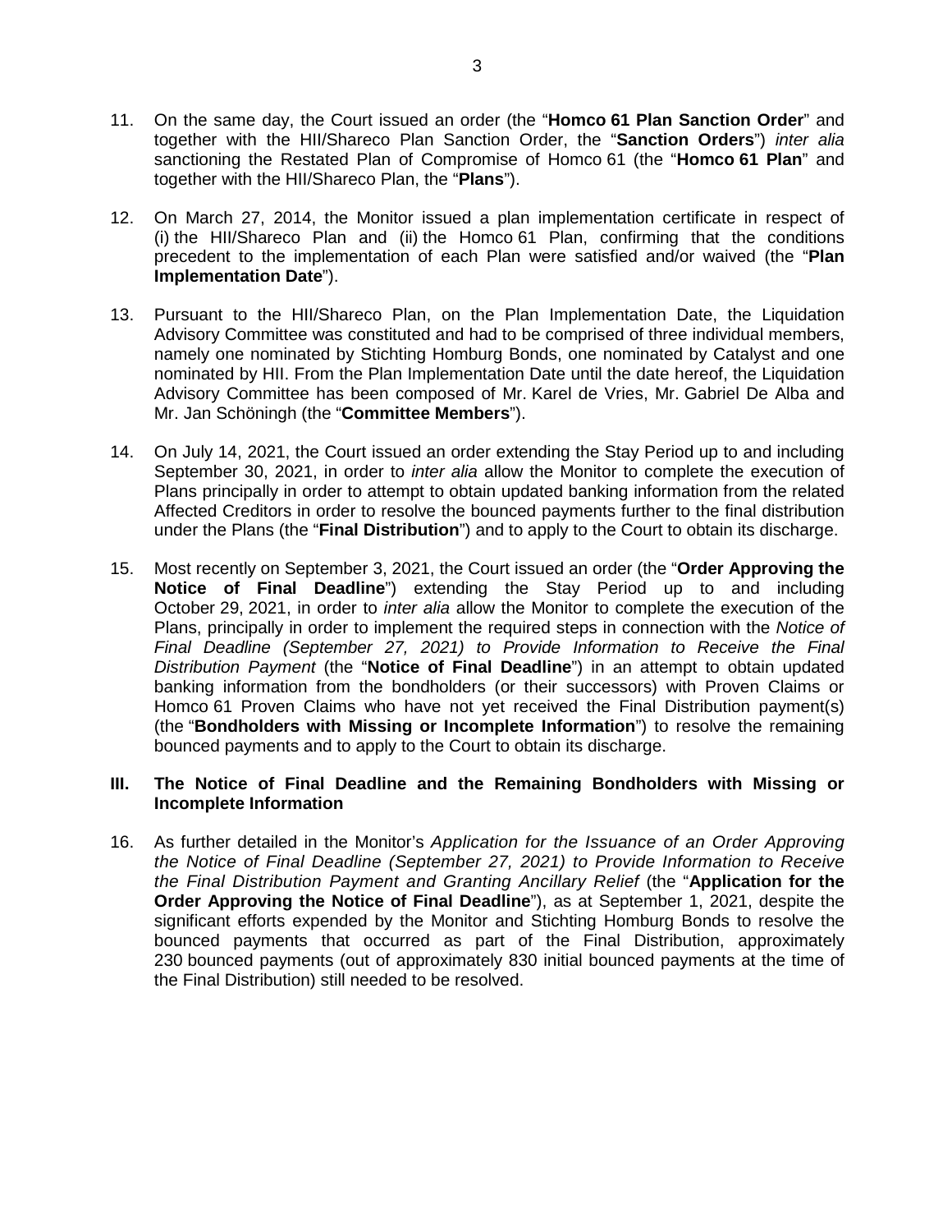11. On the same day, the Court issued an order (the "**Homco 61 Plan Sanction Order**" and together with the HII/Shareco Plan Sanction Order, the "**Sanction Orders**") *inter alia* sanctioning the Restated Plan of Compromise of Homco 61 (the "**Homco 61 Plan**" and together with the HII/Shareco Plan, the "**Plans**").

12. On March 27, 2014, the Monitor issued a plan implementation certificate in respect of (i) the HII/Shareco Plan and (ii) the Homco 61 Plan, confirming that the conditions precedent to the implementation of each Plan were satisfied and/or waived (the "**Plan Implementation Date**").

13. Pursuant to the HII/Shareco Plan, on the Plan Implementation Date, the Liquidation Advisory Committee was constituted and had to be comprised of three individual members, namely one nominated by Stichting Homburg Bonds, one nominated by Catalyst and one nominated by HII. From the Plan Implementation Date until the date hereof, the Liquidation Advisory Committee has been composed of Mr. Karel de Vries, Mr. Gabriel De Alba and Mr. Jan Schöningh (the "**Committee Members**").

14. On July 14, 2021, the Court issued an order extending the Stay Period up to and including September 30, 2021, in order to *inter alia* allow the Monitor to complete the execution of Plans principally in order to attempt to obtain updated banking information from the related Affected Creditors in order to resolve the bounced payments further to the final distribution under the Plans (the "**Final Distribution**") and to apply to the Court to obtain its discharge.

15. Most recently on September 3, 2021, the Court issued an order (the "**Order Approving the Notice of Final Deadline**") extending the Stay Period up to and including October 29, 2021, in order to *inter alia* allow the Monitor to complete the execution of the Plans, principally in order to implement the required steps in connection with the *Notice of Final Deadline (September 27, 2021) to Provide Information to Receive the Final Distribution Payment* (the "**Notice of Final Deadline**") in an attempt to obtain updated banking information from the bondholders (or their successors) with Proven Claims or Homco 61 Proven Claims who have not yet received the Final Distribution payment(s) (the "**Bondholders with Missing or Incomplete Information**") to resolve the remaining bounced payments and to apply to the Court to obtain its discharge.

## III. The Notice of Final Deadline and the Remaining Bondholders with Missing or Incomplete Information

16. As further detailed in the Monitor's *Application for the Issuance of an Order Approving the Notice of Final Deadline (September 27, 2021) to Provide Information to Receive the Final Distribution Payment and Granting Ancillary Relief* (the "**Application for the Order Approving the Notice of Final Deadline**"), as at September 1, 2021, despite the significant efforts expended by the Monitor and Stichting Homburg Bonds to resolve the bounced payments that occurred as part of the Final Distribution, approximately 230 bounced payments (out of approximately 830 initial bounced payments at the time of the Final Distribution) still needed to be resolved.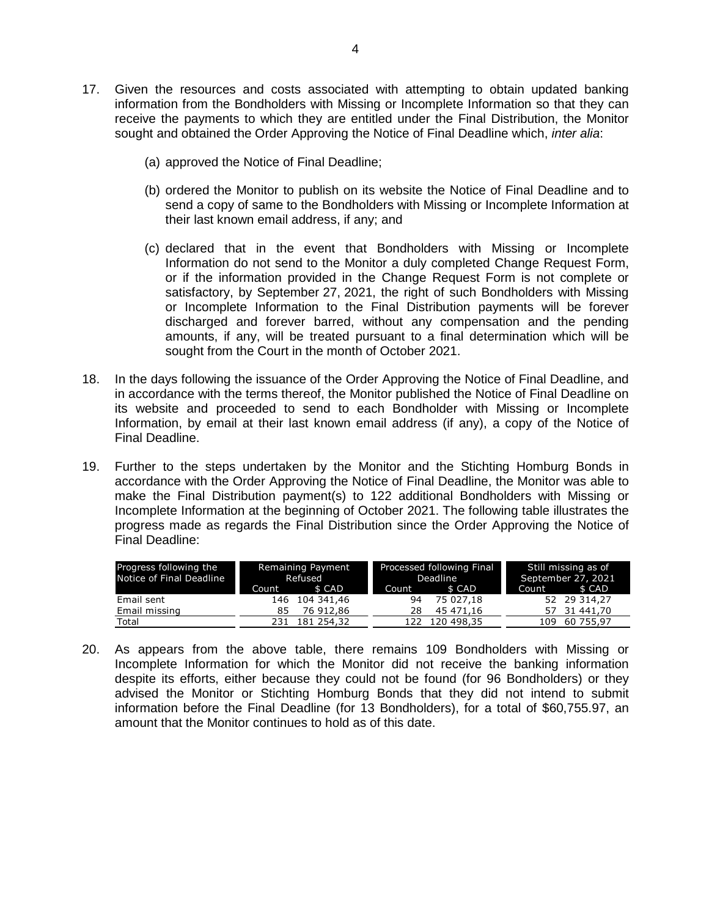17. Given the resources and costs associated with attempting to obtain updated banking information from the Bondholders with Missing or Incomplete Information so that they can receive the payments to which they are entitled under the Final Distribution, the Monitor sought and obtained the Order Approving the Notice of Final Deadline which, *inter alia*:

    (a) approved the Notice of Final Deadline;

    (b) ordered the Monitor to publish on its website the Notice of Final Deadline and to send a copy of same to the Bondholders with Missing or Incomplete Information at their last known email address, if any; and

    (c) declared that in the event that Bondholders with Missing or Incomplete Information do not send to the Monitor a duly completed Change Request Form, or if the information provided in the Change Request Form is not complete or satisfactory, by September 27, 2021, the right of such Bondholders with Missing or Incomplete Information to the Final Distribution payments will be forever discharged and forever barred, without any compensation and the pending amounts, if any, will be treated pursuant to a final determination which will be sought from the Court in the month of October 2021.

18. In the days following the issuance of the Order Approving the Notice of Final Deadline, and in accordance with the terms thereof, the Monitor published the Notice of Final Deadline on its website and proceeded to send to each Bondholder with Missing or Incomplete Information, by email at their last known email address (if any), a copy of the Notice of Final Deadline.

19. Further to the steps undertaken by the Monitor and the Stichting Homburg Bonds in accordance with the Order Approving the Notice of Final Deadline, the Monitor was able to make the Final Distribution payment(s) to 122 additional Bondholders with Missing or Incomplete Information at the beginning of October 2021. The following table illustrates the progress made as regards the Final Distribution since the Order Approving the Notice of Final Deadline:

| Progress following the Notice of Final Deadline | Remaining Payment Refused | | Processed following Final Deadline | | Still missing as of September 27, 2021 | |
|---|---|---|---|---|---|---|
| | Count | $ CAD | Count | $ CAD | Count | $ CAD |
| Email sent | 146 | 104 341,46 | 94 | 75 027,18 | 52 | 29 314,27 |
| Email missing | 85 | 76 912,86 | 28 | 45 471,16 | 57 | 31 441,70 |
| Total | 231 | 181 254,32 | 122 | 120 498,35 | 109 | 60 755,97 |

20. As appears from the above table, there remains 109 Bondholders with Missing or Incomplete Information for which the Monitor did not receive the banking information despite its efforts, either because they could not be found (for 96 Bondholders) or they advised the Monitor or Stichting Homburg Bonds that they did not intend to submit information before the Final Deadline (for 13 Bondholders), for a total of $60,755.97, an amount that the Monitor continues to hold as of this date.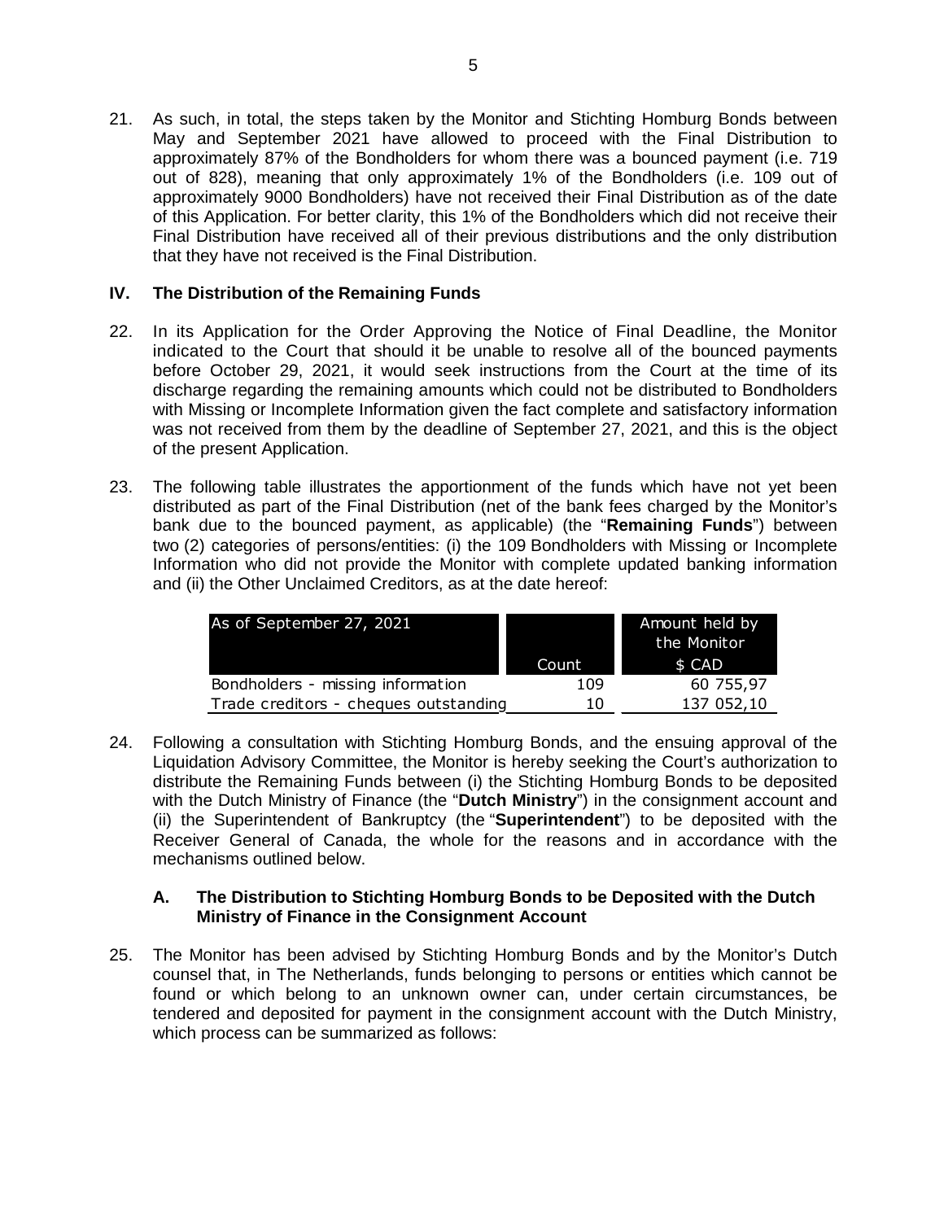21. As such, in total, the steps taken by the Monitor and Stichting Homburg Bonds between May and September 2021 have allowed to proceed with the Final Distribution to approximately 87% of the Bondholders for whom there was a bounced payment (i.e. 719 out of 828), meaning that only approximately 1% of the Bondholders (i.e. 109 out of approximately 9000 Bondholders) have not received their Final Distribution as of the date of this Application. For better clarity, this 1% of the Bondholders which did not receive their Final Distribution have received all of their previous distributions and the only distribution that they have not received is the Final Distribution.

## IV. The Distribution of the Remaining Funds

22. In its Application for the Order Approving the Notice of Final Deadline, the Monitor indicated to the Court that should it be unable to resolve all of the bounced payments before October 29, 2021, it would seek instructions from the Court at the time of its discharge regarding the remaining amounts which could not be distributed to Bondholders with Missing or Incomplete Information given the fact complete and satisfactory information was not received from them by the deadline of September 27, 2021, and this is the object of the present Application.

23. The following table illustrates the apportionment of the funds which have not yet been distributed as part of the Final Distribution (net of the bank fees charged by the Monitor's bank due to the bounced payment, as applicable) (the "**Remaining Funds**") between two (2) categories of persons/entities: (i) the 109 Bondholders with Missing or Incomplete Information who did not provide the Monitor with complete updated banking information and (ii) the Other Unclaimed Creditors, as at the date hereof:

| As of September 27, 2021 | Count | Amount held by the Monitor $ CAD |
|---|---|---|
| Bondholders - missing information | 109 | 60 755,97 |
| Trade creditors - cheques outstanding | 10 | 137 052,10 |

24. Following a consultation with Stichting Homburg Bonds, and the ensuing approval of the Liquidation Advisory Committee, the Monitor is hereby seeking the Court's authorization to distribute the Remaining Funds between (i) the Stichting Homburg Bonds to be deposited with the Dutch Ministry of Finance (the "**Dutch Ministry**") in the consignment account and (ii) the Superintendent of Bankruptcy (the "**Superintendent**") to be deposited with the Receiver General of Canada, the whole for the reasons and in accordance with the mechanisms outlined below.

### A. The Distribution to Stichting Homburg Bonds to be Deposited with the Dutch Ministry of Finance in the Consignment Account

25. The Monitor has been advised by Stichting Homburg Bonds and by the Monitor's Dutch counsel that, in The Netherlands, funds belonging to persons or entities which cannot be found or which belong to an unknown owner can, under certain circumstances, be tendered and deposited for payment in the consignment account with the Dutch Ministry, which process can be summarized as follows: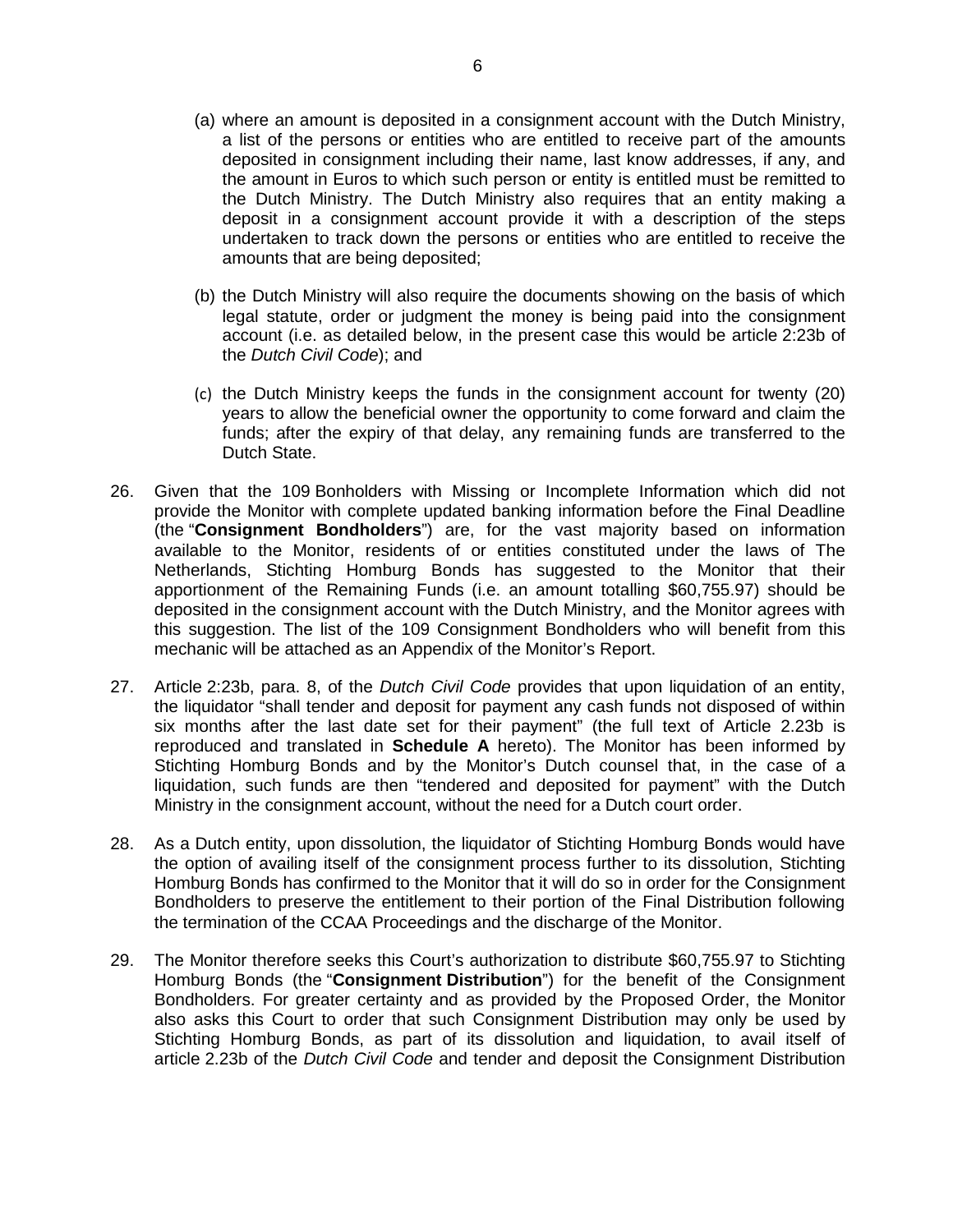(a) where an amount is deposited in a consignment account with the Dutch Ministry, a list of the persons or entities who are entitled to receive part of the amounts deposited in consignment including their name, last know addresses, if any, and the amount in Euros to which such person or entity is entitled must be remitted to the Dutch Ministry. The Dutch Ministry also requires that an entity making a deposit in a consignment account provide it with a description of the steps undertaken to track down the persons or entities who are entitled to receive the amounts that are being deposited;

(b) the Dutch Ministry will also require the documents showing on the basis of which legal statute, order or judgment the money is being paid into the consignment account (i.e. as detailed below, in the present case this would be article 2:23b of the *Dutch Civil Code*); and

(c) the Dutch Ministry keeps the funds in the consignment account for twenty (20) years to allow the beneficial owner the opportunity to come forward and claim the funds; after the expiry of that delay, any remaining funds are transferred to the Dutch State.

26. Given that the 109 Bonholders with Missing or Incomplete Information which did not provide the Monitor with complete updated banking information before the Final Deadline (the "**Consignment Bondholders**") are, for the vast majority based on information available to the Monitor, residents of or entities constituted under the laws of The Netherlands, Stichting Homburg Bonds has suggested to the Monitor that their apportionment of the Remaining Funds (i.e. an amount totalling $60,755.97) should be deposited in the consignment account with the Dutch Ministry, and the Monitor agrees with this suggestion. The list of the 109 Consignment Bondholders who will benefit from this mechanic will be attached as an Appendix of the Monitor's Report.

27. Article 2:23b, para. 8, of the *Dutch Civil Code* provides that upon liquidation of an entity, the liquidator "shall tender and deposit for payment any cash funds not disposed of within six months after the last date set for their payment" (the full text of Article 2.23b is reproduced and translated in **Schedule A** hereto). The Monitor has been informed by Stichting Homburg Bonds and by the Monitor's Dutch counsel that, in the case of a liquidation, such funds are then "tendered and deposited for payment" with the Dutch Ministry in the consignment account, without the need for a Dutch court order.

28. As a Dutch entity, upon dissolution, the liquidator of Stichting Homburg Bonds would have the option of availing itself of the consignment process further to its dissolution, Stichting Homburg Bonds has confirmed to the Monitor that it will do so in order for the Consignment Bondholders to preserve the entitlement to their portion of the Final Distribution following the termination of the CCAA Proceedings and the discharge of the Monitor.

29. The Monitor therefore seeks this Court's authorization to distribute $60,755.97 to Stichting Homburg Bonds (the "**Consignment Distribution**") for the benefit of the Consignment Bondholders. For greater certainty and as provided by the Proposed Order, the Monitor also asks this Court to order that such Consignment Distribution may only be used by Stichting Homburg Bonds, as part of its dissolution and liquidation, to avail itself of article 2.23b of the *Dutch Civil Code* and tender and deposit the Consignment Distribution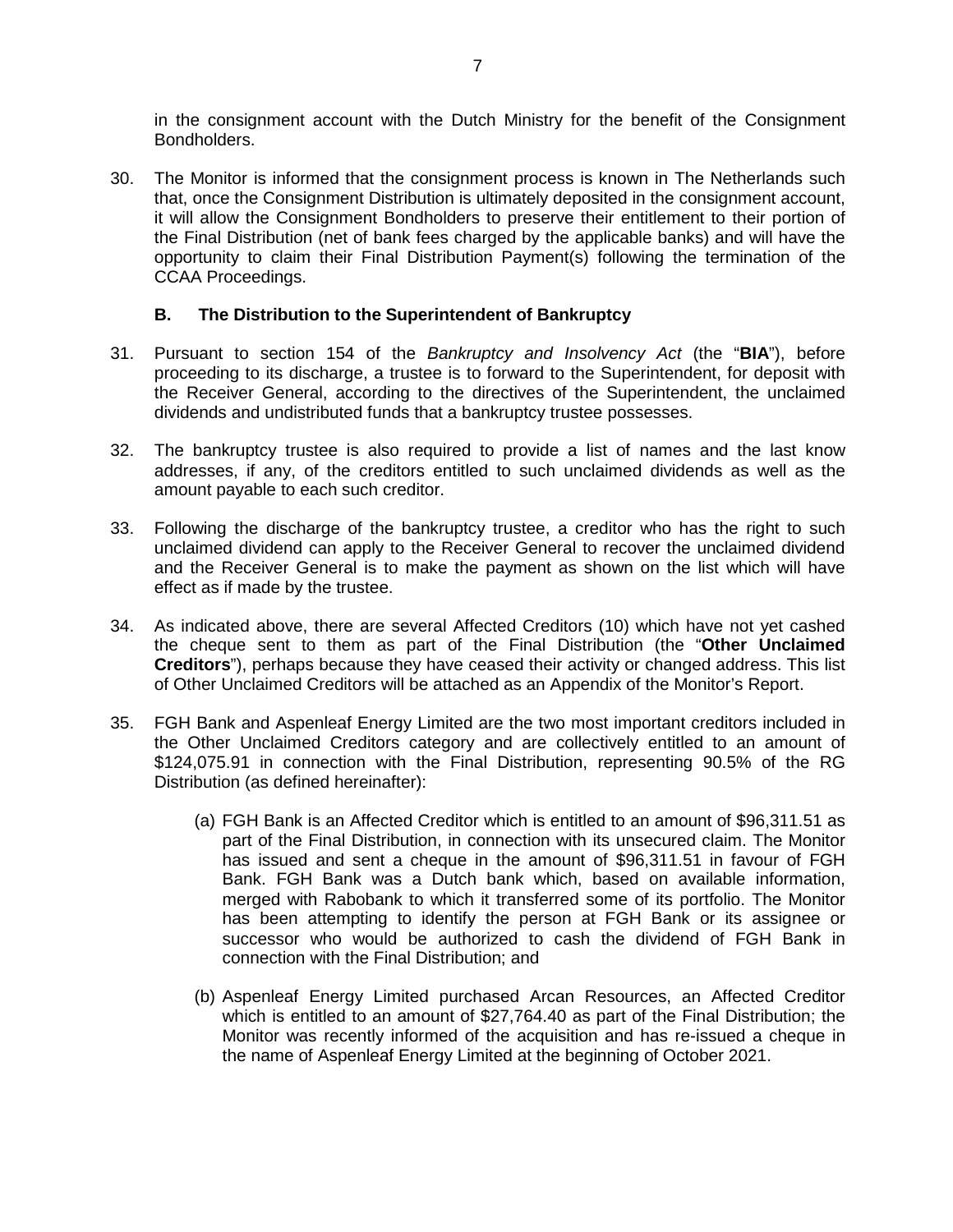in the consignment account with the Dutch Ministry for the benefit of the Consignment Bondholders.

30. The Monitor is informed that the consignment process is known in The Netherlands such that, once the Consignment Distribution is ultimately deposited in the consignment account, it will allow the Consignment Bondholders to preserve their entitlement to their portion of the Final Distribution (net of bank fees charged by the applicable banks) and will have the opportunity to claim their Final Distribution Payment(s) following the termination of the CCAA Proceedings.

### B. The Distribution to the Superintendent of Bankruptcy

31. Pursuant to section 154 of the *Bankruptcy and Insolvency Act* (the "**BIA**"), before proceeding to its discharge, a trustee is to forward to the Superintendent, for deposit with the Receiver General, according to the directives of the Superintendent, the unclaimed dividends and undistributed funds that a bankruptcy trustee possesses.

32. The bankruptcy trustee is also required to provide a list of names and the last know addresses, if any, of the creditors entitled to such unclaimed dividends as well as the amount payable to each such creditor.

33. Following the discharge of the bankruptcy trustee, a creditor who has the right to such unclaimed dividend can apply to the Receiver General to recover the unclaimed dividend and the Receiver General is to make the payment as shown on the list which will have effect as if made by the trustee.

34. As indicated above, there are several Affected Creditors (10) which have not yet cashed the cheque sent to them as part of the Final Distribution (the "**Other Unclaimed Creditors**"), perhaps because they have ceased their activity or changed address. This list of Other Unclaimed Creditors will be attached as an Appendix of the Monitor's Report.

35. FGH Bank and Aspenleaf Energy Limited are the two most important creditors included in the Other Unclaimed Creditors category and are collectively entitled to an amount of \$124,075.91 in connection with the Final Distribution, representing 90.5% of the RG Distribution (as defined hereinafter):

    (a) FGH Bank is an Affected Creditor which is entitled to an amount of \$96,311.51 as part of the Final Distribution, in connection with its unsecured claim. The Monitor has issued and sent a cheque in the amount of \$96,311.51 in favour of FGH Bank. FGH Bank was a Dutch bank which, based on available information, merged with Rabobank to which it transferred some of its portfolio. The Monitor has been attempting to identify the person at FGH Bank or its assignee or successor who would be authorized to cash the dividend of FGH Bank in connection with the Final Distribution; and

    (b) Aspenleaf Energy Limited purchased Arcan Resources, an Affected Creditor which is entitled to an amount of \$27,764.40 as part of the Final Distribution; the Monitor was recently informed of the acquisition and has re-issued a cheque in the name of Aspenleaf Energy Limited at the beginning of October 2021.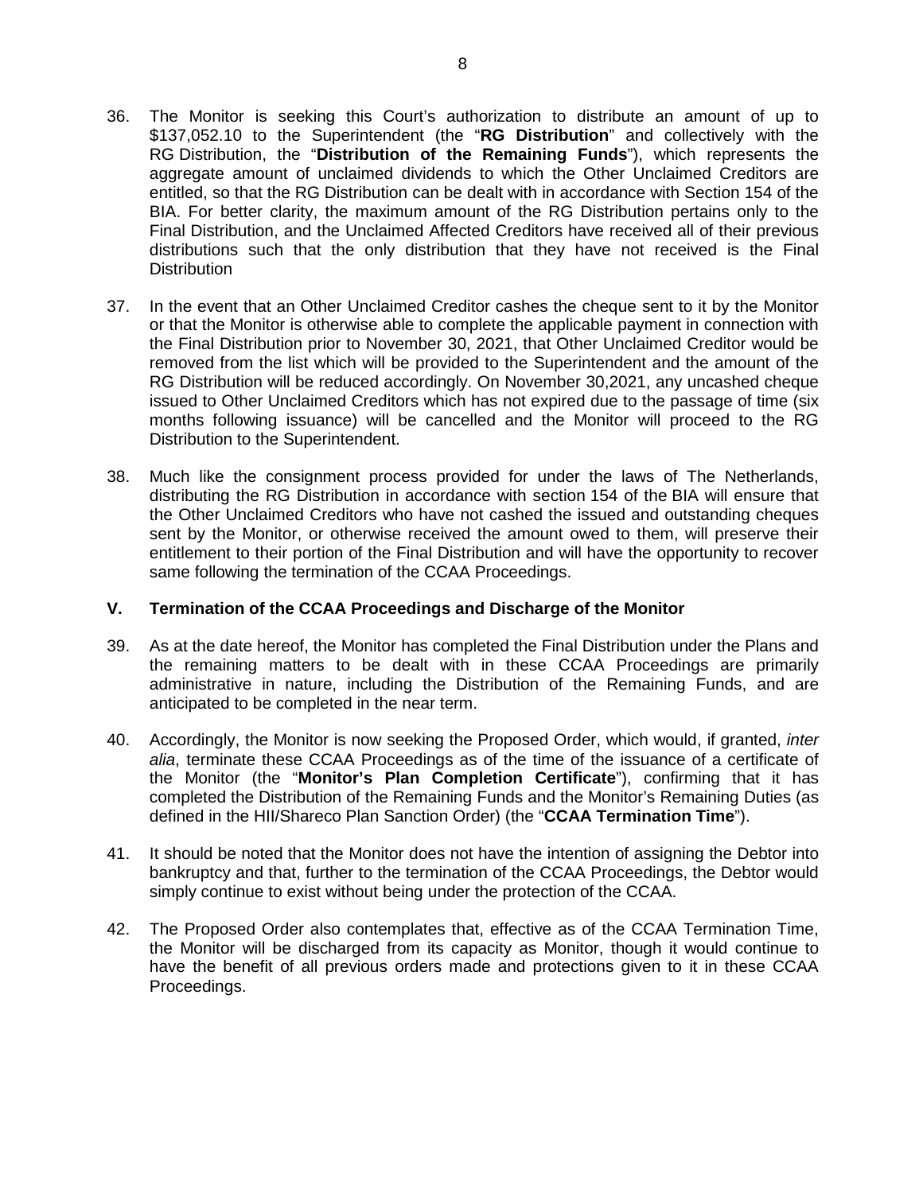36. The Monitor is seeking this Court's authorization to distribute an amount of up to \$137,052.10 to the Superintendent (the "**RG Distribution**" and collectively with the RG Distribution, the "**Distribution of the Remaining Funds**"), which represents the aggregate amount of unclaimed dividends to which the Other Unclaimed Creditors are entitled, so that the RG Distribution can be dealt with in accordance with Section 154 of the BIA. For better clarity, the maximum amount of the RG Distribution pertains only to the Final Distribution, and the Unclaimed Affected Creditors have received all of their previous distributions such that the only distribution that they have not received is the Final Distribution

37. In the event that an Other Unclaimed Creditor cashes the cheque sent to it by the Monitor or that the Monitor is otherwise able to complete the applicable payment in connection with the Final Distribution prior to November 30, 2021, that Other Unclaimed Creditor would be removed from the list which will be provided to the Superintendent and the amount of the RG Distribution will be reduced accordingly. On November 30,2021, any uncashed cheque issued to Other Unclaimed Creditors which has not expired due to the passage of time (six months following issuance) will be cancelled and the Monitor will proceed to the RG Distribution to the Superintendent.

38. Much like the consignment process provided for under the laws of The Netherlands, distributing the RG Distribution in accordance with section 154 of the BIA will ensure that the Other Unclaimed Creditors who have not cashed the issued and outstanding cheques sent by the Monitor, or otherwise received the amount owed to them, will preserve their entitlement to their portion of the Final Distribution and will have the opportunity to recover same following the termination of the CCAA Proceedings.

## V. Termination of the CCAA Proceedings and Discharge of the Monitor

39. As at the date hereof, the Monitor has completed the Final Distribution under the Plans and the remaining matters to be dealt with in these CCAA Proceedings are primarily administrative in nature, including the Distribution of the Remaining Funds, and are anticipated to be completed in the near term.

40. Accordingly, the Monitor is now seeking the Proposed Order, which would, if granted, *inter alia*, terminate these CCAA Proceedings as of the time of the issuance of a certificate of the Monitor (the "**Monitor's Plan Completion Certificate**"), confirming that it has completed the Distribution of the Remaining Funds and the Monitor's Remaining Duties (as defined in the HII/Shareco Plan Sanction Order) (the "**CCAA Termination Time**").

41. It should be noted that the Monitor does not have the intention of assigning the Debtor into bankruptcy and that, further to the termination of the CCAA Proceedings, the Debtor would simply continue to exist without being under the protection of the CCAA.

42. The Proposed Order also contemplates that, effective as of the CCAA Termination Time, the Monitor will be discharged from its capacity as Monitor, though it would continue to have the benefit of all previous orders made and protections given to it in these CCAA Proceedings.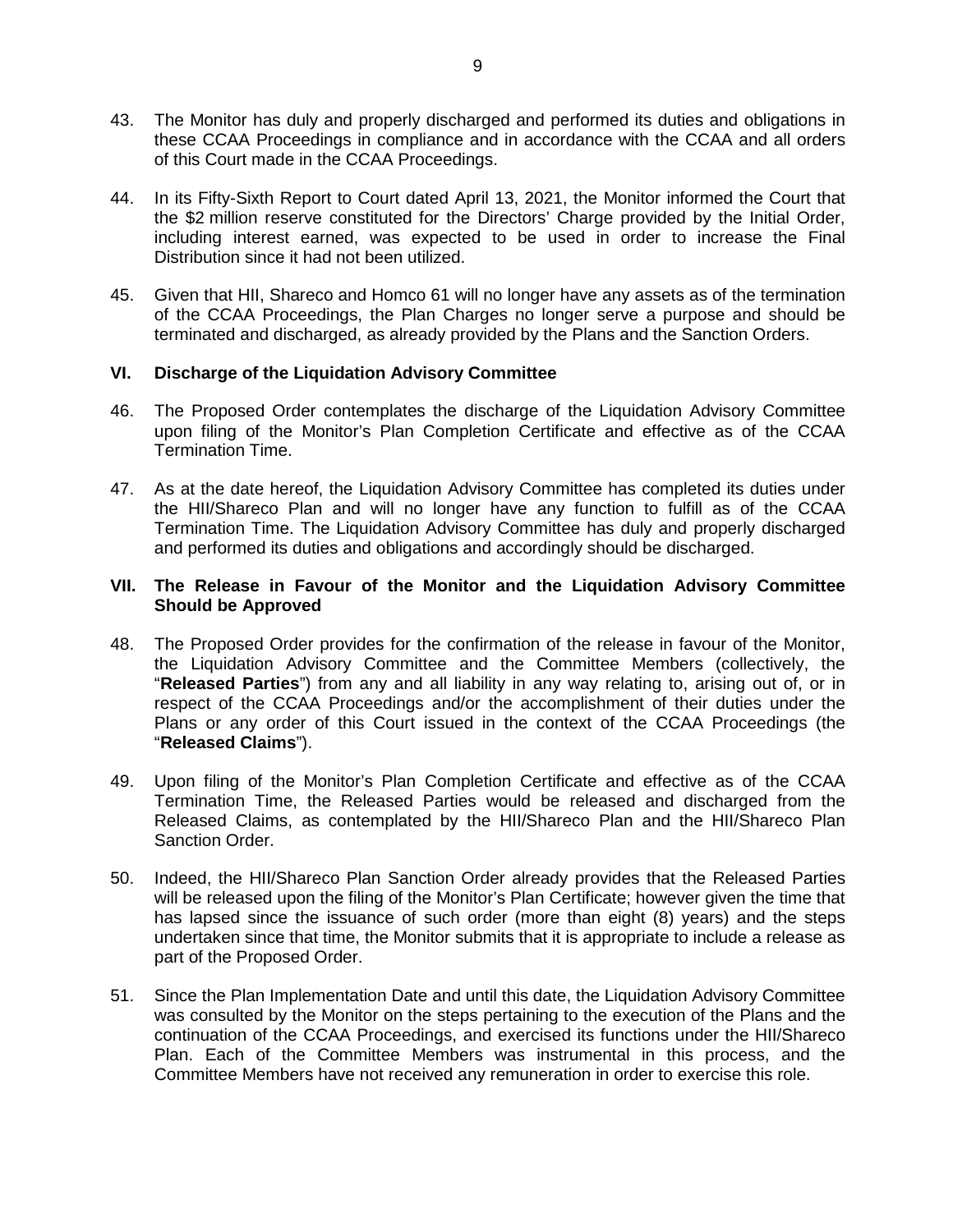43. The Monitor has duly and properly discharged and performed its duties and obligations in these CCAA Proceedings in compliance and in accordance with the CCAA and all orders of this Court made in the CCAA Proceedings.

44. In its Fifty-Sixth Report to Court dated April 13, 2021, the Monitor informed the Court that the $2 million reserve constituted for the Directors' Charge provided by the Initial Order, including interest earned, was expected to be used in order to increase the Final Distribution since it had not been utilized.

45. Given that HII, Shareco and Homco 61 will no longer have any assets as of the termination of the CCAA Proceedings, the Plan Charges no longer serve a purpose and should be terminated and discharged, as already provided by the Plans and the Sanction Orders.

## VI. Discharge of the Liquidation Advisory Committee

46. The Proposed Order contemplates the discharge of the Liquidation Advisory Committee upon filing of the Monitor's Plan Completion Certificate and effective as of the CCAA Termination Time.

47. As at the date hereof, the Liquidation Advisory Committee has completed its duties under the HII/Shareco Plan and will no longer have any function to fulfill as of the CCAA Termination Time. The Liquidation Advisory Committee has duly and properly discharged and performed its duties and obligations and accordingly should be discharged.

## VII. The Release in Favour of the Monitor and the Liquidation Advisory Committee Should be Approved

48. The Proposed Order provides for the confirmation of the release in favour of the Monitor, the Liquidation Advisory Committee and the Committee Members (collectively, the "**Released Parties**") from any and all liability in any way relating to, arising out of, or in respect of the CCAA Proceedings and/or the accomplishment of their duties under the Plans or any order of this Court issued in the context of the CCAA Proceedings (the "**Released Claims**").

49. Upon filing of the Monitor's Plan Completion Certificate and effective as of the CCAA Termination Time, the Released Parties would be released and discharged from the Released Claims, as contemplated by the HII/Shareco Plan and the HII/Shareco Plan Sanction Order.

50. Indeed, the HII/Shareco Plan Sanction Order already provides that the Released Parties will be released upon the filing of the Monitor's Plan Certificate; however given the time that has lapsed since the issuance of such order (more than eight (8) years) and the steps undertaken since that time, the Monitor submits that it is appropriate to include a release as part of the Proposed Order.

51. Since the Plan Implementation Date and until this date, the Liquidation Advisory Committee was consulted by the Monitor on the steps pertaining to the execution of the Plans and the continuation of the CCAA Proceedings, and exercised its functions under the HII/Shareco Plan. Each of the Committee Members was instrumental in this process, and the Committee Members have not received any remuneration in order to exercise this role.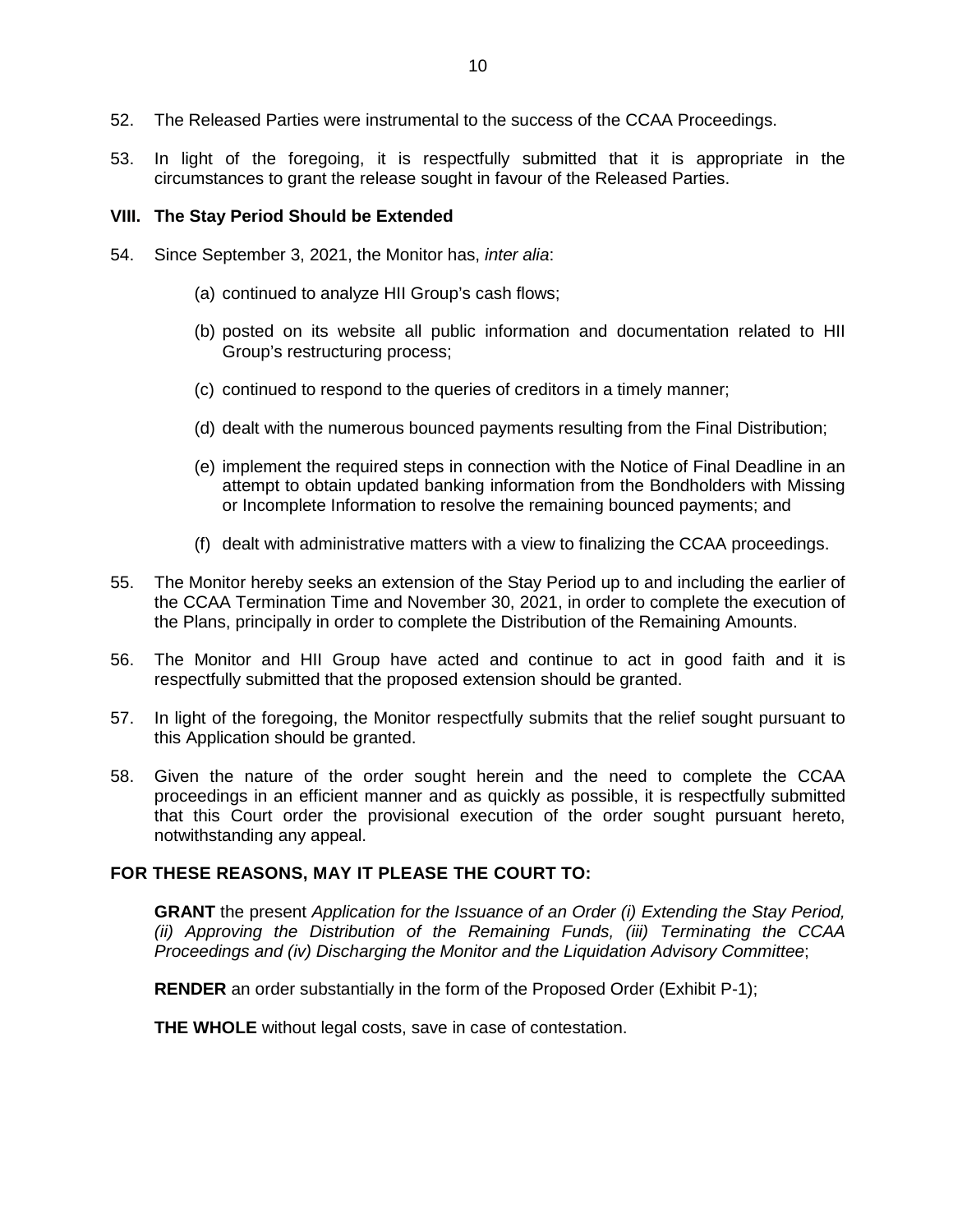52. The Released Parties were instrumental to the success of the CCAA Proceedings.

53. In light of the foregoing, it is respectfully submitted that it is appropriate in the circumstances to grant the release sought in favour of the Released Parties.

### VIII. The Stay Period Should be Extended

54. Since September 3, 2021, the Monitor has, *inter alia*:

    (a) continued to analyze HII Group's cash flows;

    (b) posted on its website all public information and documentation related to HII Group's restructuring process;

    (c) continued to respond to the queries of creditors in a timely manner;

    (d) dealt with the numerous bounced payments resulting from the Final Distribution;

    (e) implement the required steps in connection with the Notice of Final Deadline in an attempt to obtain updated banking information from the Bondholders with Missing or Incomplete Information to resolve the remaining bounced payments; and

    (f) dealt with administrative matters with a view to finalizing the CCAA proceedings.

55. The Monitor hereby seeks an extension of the Stay Period up to and including the earlier of the CCAA Termination Time and November 30, 2021, in order to complete the execution of the Plans, principally in order to complete the Distribution of the Remaining Amounts.

56. The Monitor and HII Group have acted and continue to act in good faith and it is respectfully submitted that the proposed extension should be granted.

57. In light of the foregoing, the Monitor respectfully submits that the relief sought pursuant to this Application should be granted.

58. Given the nature of the order sought herein and the need to complete the CCAA proceedings in an efficient manner and as quickly as possible, it is respectfully submitted that this Court order the provisional execution of the order sought pursuant hereto, notwithstanding any appeal.

**FOR THESE REASONS, MAY IT PLEASE THE COURT TO:**

**GRANT** the present *Application for the Issuance of an Order (i) Extending the Stay Period, (ii) Approving the Distribution of the Remaining Funds, (iii) Terminating the CCAA Proceedings and (iv) Discharging the Monitor and the Liquidation Advisory Committee*;

**RENDER** an order substantially in the form of the Proposed Order (Exhibit P-1);

**THE WHOLE** without legal costs, save in case of contestation.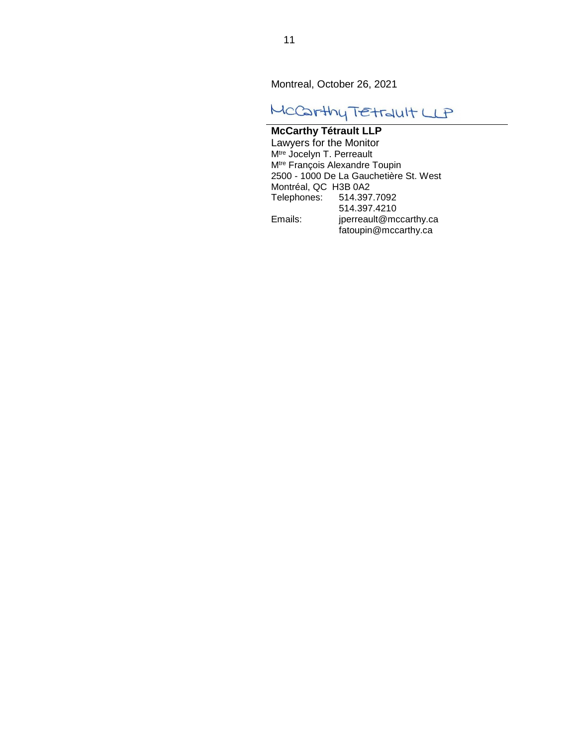Montreal, October 26, 2021

McCarthy Tétrault LLP

**McCarthy Tétrault LLP**
Lawyers for the Monitor
M[tre] Jocelyn T. Perreault
M[tre] François Alexandre Toupin
2500 - 1000 De La Gauchetière St. West
Montréal, QC H3B 0A2
Telephones: 514.397.7092
514.397.4210
Emails: jperreault@mccarthy.ca
fatoupin@mccarthy.ca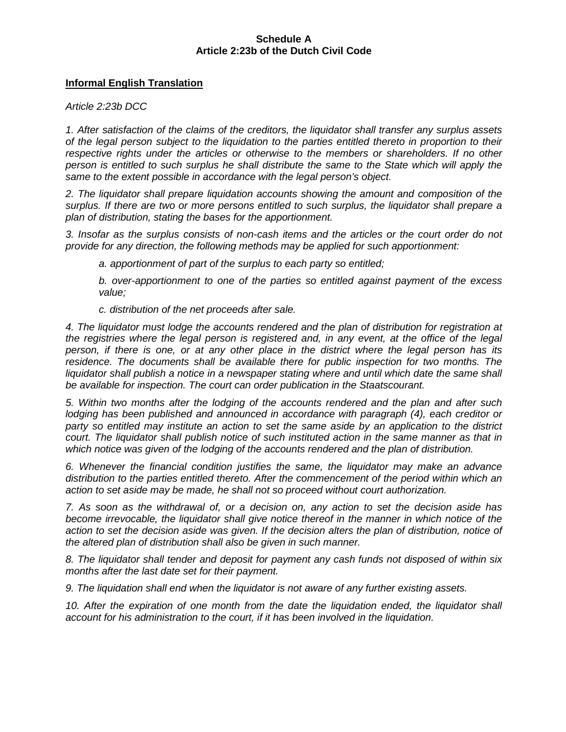**Schedule A**
**Article 2:23b of the Dutch Civil Code**

**Informal English Translation**

*Article 2:23b DCC*

*1. After satisfaction of the claims of the creditors, the liquidator shall transfer any surplus assets of the legal person subject to the liquidation to the parties entitled thereto in proportion to their respective rights under the articles or otherwise to the members or shareholders. If no other person is entitled to such surplus he shall distribute the same to the State which will apply the same to the extent possible in accordance with the legal person's object.*

*2. The liquidator shall prepare liquidation accounts showing the amount and composition of the surplus. If there are two or more persons entitled to such surplus, the liquidator shall prepare a plan of distribution, stating the bases for the apportionment.*

*3. Insofar as the surplus consists of non-cash items and the articles or the court order do not provide for any direction, the following methods may be applied for such apportionment:*

> *a. apportionment of part of the surplus to each party so entitled;*
>
> *b. over-apportionment to one of the parties so entitled against payment of the excess value;*
>
> *c. distribution of the net proceeds after sale.*

*4. The liquidator must lodge the accounts rendered and the plan of distribution for registration at the registries where the legal person is registered and, in any event, at the office of the legal person, if there is one, or at any other place in the district where the legal person has its residence. The documents shall be available there for public inspection for two months. The liquidator shall publish a notice in a newspaper stating where and until which date the same shall be available for inspection. The court can order publication in the Staatscourant.*

*5. Within two months after the lodging of the accounts rendered and the plan and after such lodging has been published and announced in accordance with paragraph (4), each creditor or party so entitled may institute an action to set the same aside by an application to the district court. The liquidator shall publish notice of such instituted action in the same manner as that in which notice was given of the lodging of the accounts rendered and the plan of distribution.*

*6. Whenever the financial condition justifies the same, the liquidator may make an advance distribution to the parties entitled thereto. After the commencement of the period within which an action to set aside may be made, he shall not so proceed without court authorization.*

*7. As soon as the withdrawal of, or a decision on, any action to set the decision aside has become irrevocable, the liquidator shall give notice thereof in the manner in which notice of the action to set the decision aside was given. If the decision alters the plan of distribution, notice of the altered plan of distribution shall also be given in such manner.*

*8. The liquidator shall tender and deposit for payment any cash funds not disposed of within six months after the last date set for their payment.*

*9. The liquidation shall end when the liquidator is not aware of any further existing assets.*

*10. After the expiration of one month from the date the liquidation ended, the liquidator shall account for his administration to the court, if it has been involved in the liquidation.*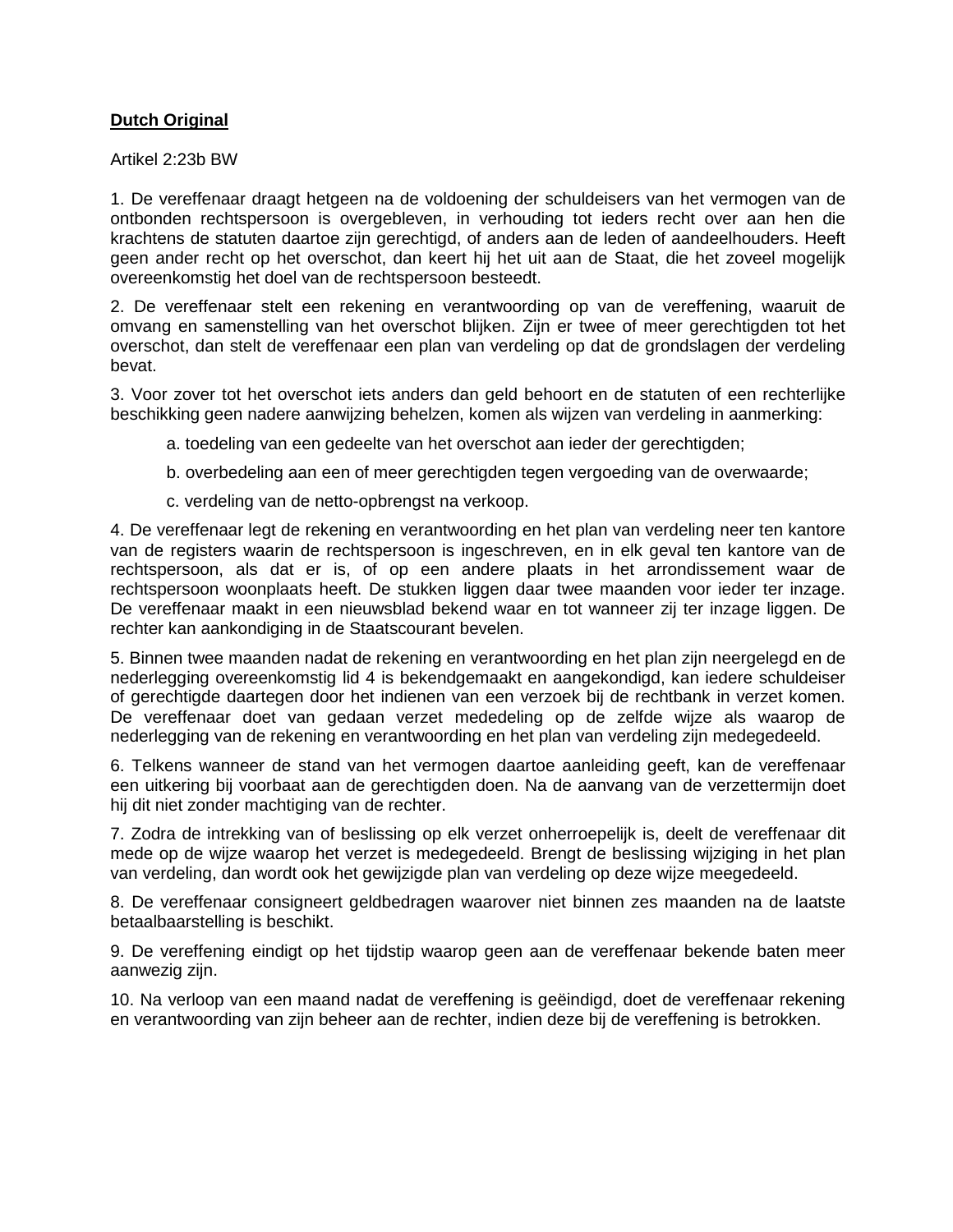**Dutch Original**

Artikel 2:23b BW

1. De vereffenaar draagt hetgeen na de voldoening der schuldeisers van het vermogen van de ontbonden rechtspersoon is overgebleven, in verhouding tot ieders recht over aan hen die krachtens de statuten daartoe zijn gerechtigd, of anders aan de leden of aandeelhouders. Heeft geen ander recht op het overschot, dan keert hij het uit aan de Staat, die het zoveel mogelijk overeenkomstig het doel van de rechtspersoon besteedt.

2. De vereffenaar stelt een rekening en verantwoording op van de vereffening, waaruit de omvang en samenstelling van het overschot blijken. Zijn er twee of meer gerechtigden tot het overschot, dan stelt de vereffenaar een plan van verdeling op dat de grondslagen der verdeling bevat.

3. Voor zover tot het overschot iets anders dan geld behoort en de statuten of een rechterlijke beschikking geen nadere aanwijzing behelzen, komen als wijzen van verdeling in aanmerking:

a. toedeling van een gedeelte van het overschot aan ieder der gerechtigden;

b. overbedeling aan een of meer gerechtigden tegen vergoeding van de overwaarde;

c. verdeling van de netto-opbrengst na verkoop.

4. De vereffenaar legt de rekening en verantwoording en het plan van verdeling neer ten kantore van de registers waarin de rechtspersoon is ingeschreven, en in elk geval ten kantore van de rechtspersoon, als dat er is, of op een andere plaats in het arrondissement waar de rechtspersoon woonplaats heeft. De stukken liggen daar twee maanden voor ieder ter inzage. De vereffenaar maakt in een nieuwsblad bekend waar en tot wanneer zij ter inzage liggen. De rechter kan aankondiging in de Staatscourant bevelen.

5. Binnen twee maanden nadat de rekening en verantwoording en het plan zijn neergelegd en de nederlegging overeenkomstig lid 4 is bekendgemaakt en aangekondigd, kan iedere schuldeiser of gerechtigde daartegen door het indienen van een verzoek bij de rechtbank in verzet komen. De vereffenaar doet van gedaan verzet mededeling op de zelfde wijze als waarop de nederlegging van de rekening en verantwoording en het plan van verdeling zijn medegedeeld.

6. Telkens wanneer de stand van het vermogen daartoe aanleiding geeft, kan de vereffenaar een uitkering bij voorbaat aan de gerechtigden doen. Na de aanvang van de verzettermijn doet hij dit niet zonder machtiging van de rechter.

7. Zodra de intrekking van of beslissing op elk verzet onherroepelijk is, deelt de vereffenaar dit mede op de wijze waarop het verzet is medegedeeld. Brengt de beslissing wijziging in het plan van verdeling, dan wordt ook het gewijzigde plan van verdeling op deze wijze meegedeeld.

8. De vereffenaar consigneert geldbedragen waarover niet binnen zes maanden na de laatste betaalbaarstelling is beschikt.

9. De vereffening eindigt op het tijdstip waarop geen aan de vereffenaar bekende baten meer aanwezig zijn.

10. Na verloop van een maand nadat de vereffening is geëindigd, doet de vereffenaar rekening en verantwoording van zijn beheer aan de rechter, indien deze bij de vereffening is betrokken.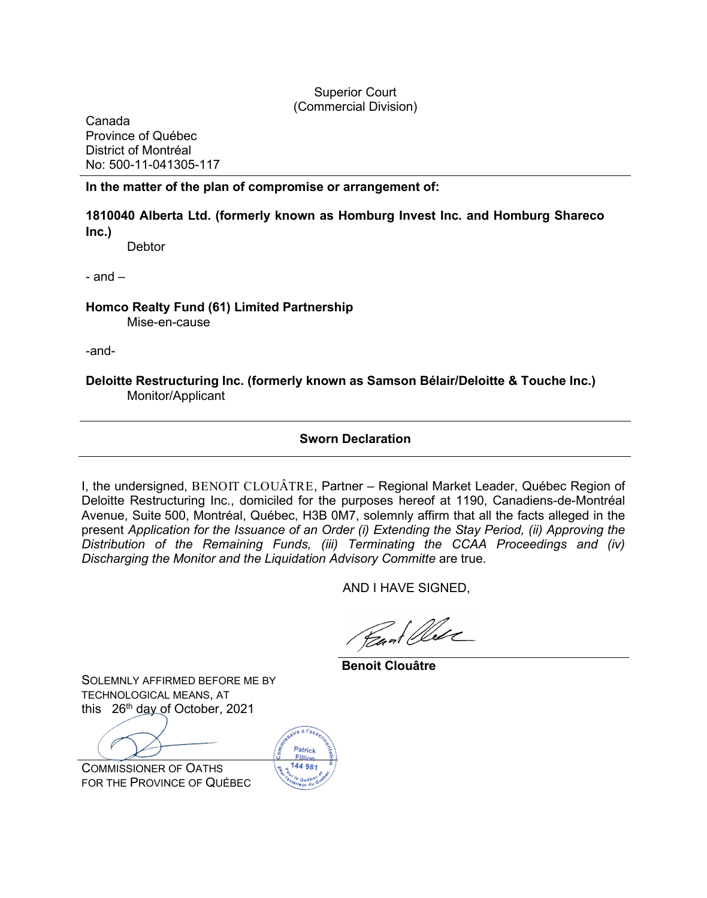Superior Court
(Commercial Division)

Canada
Province of Québec
District of Montréal
No: 500-11-041305-117

**In the matter of the plan of compromise or arrangement of:**

**1810040 Alberta Ltd. (formerly known as Homburg Invest Inc. and Homburg Shareco Inc.)**
Debtor

- and –

**Homco Realty Fund (61) Limited Partnership**
Mise-en-cause

-and-

**Deloitte Restructuring Inc. (formerly known as Samson Bélair/Deloitte & Touche Inc.)**
Monitor/Applicant

---

**Sworn Declaration**

---

I, the undersigned, BENOIT CLOUÂTRE, Partner – Regional Market Leader, Québec Region of Deloitte Restructuring Inc., domiciled for the purposes hereof at 1190, Canadiens-de-Montréal Avenue, Suite 500, Montréal, Québec, H3B 0M7, solemnly affirm that all the facts alleged in the present *Application for the Issuance of an Order (i) Extending the Stay Period, (ii) Approving the Distribution of the Remaining Funds, (iii) Terminating the CCAA Proceedings and (iv) Discharging the Monitor and the Liquidation Advisory Committe* are true.

AND I HAVE SIGNED,

**Benoit Clouâtre**

SOLEMNLY AFFIRMED BEFORE ME BY TECHNOLOGICAL MEANS, AT this 26th day of October, 2021

COMMISSIONER OF OATHS
FOR THE PROVINCE OF QUÉBEC

Commissaire à l'assermentation
Patrick Fillion
144 981
Pour le Québec et l'extérieur du Québec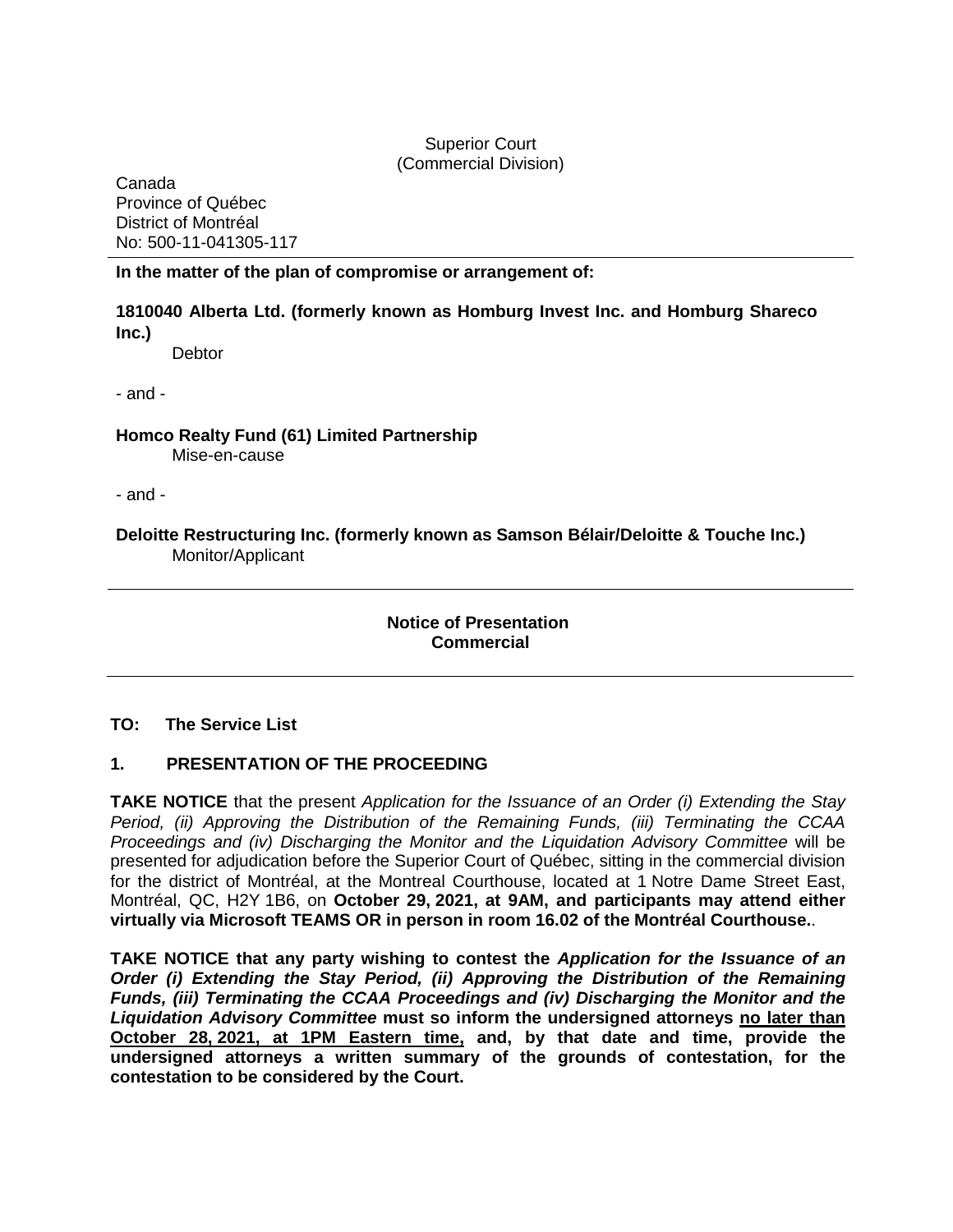Superior Court
(Commercial Division)

Canada
Province of Québec
District of Montréal
No: 500-11-041305-117

**In the matter of the plan of compromise or arrangement of:**

**1810040 Alberta Ltd. (formerly known as Homburg Invest Inc. and Homburg Shareco Inc.)**
Debtor

- and -

**Homco Realty Fund (61) Limited Partnership**
Mise-en-cause

- and -

**Deloitte Restructuring Inc. (formerly known as Samson Bélair/Deloitte & Touche Inc.)**
Monitor/Applicant

---

**Notice of Presentation**
**Commercial**

---

**TO: The Service List**

## 1. PRESENTATION OF THE PROCEEDING

**TAKE NOTICE** that the present *Application for the Issuance of an Order (i) Extending the Stay Period, (ii) Approving the Distribution of the Remaining Funds, (iii) Terminating the CCAA Proceedings and (iv) Discharging the Monitor and the Liquidation Advisory Committee* will be presented for adjudication before the Superior Court of Québec, sitting in the commercial division for the district of Montréal, at the Montreal Courthouse, located at 1 Notre Dame Street East, Montréal, QC, H2Y 1B6, on **October 29, 2021, at 9AM, and participants may attend either virtually via Microsoft TEAMS OR in person in room 16.02 of the Montréal Courthouse.**.

**TAKE NOTICE that any party wishing to contest the *Application for the Issuance of an Order (i) Extending the Stay Period, (ii) Approving the Distribution of the Remaining Funds, (iii) Terminating the CCAA Proceedings and (iv) Discharging the Monitor and the Liquidation Advisory Committee* must so inform the undersigned attorneys <u>no later than October 28, 2021, at 1PM Eastern time,</u> and, by that date and time, provide the undersigned attorneys a written summary of the grounds of contestation, for the contestation to be considered by the Court.**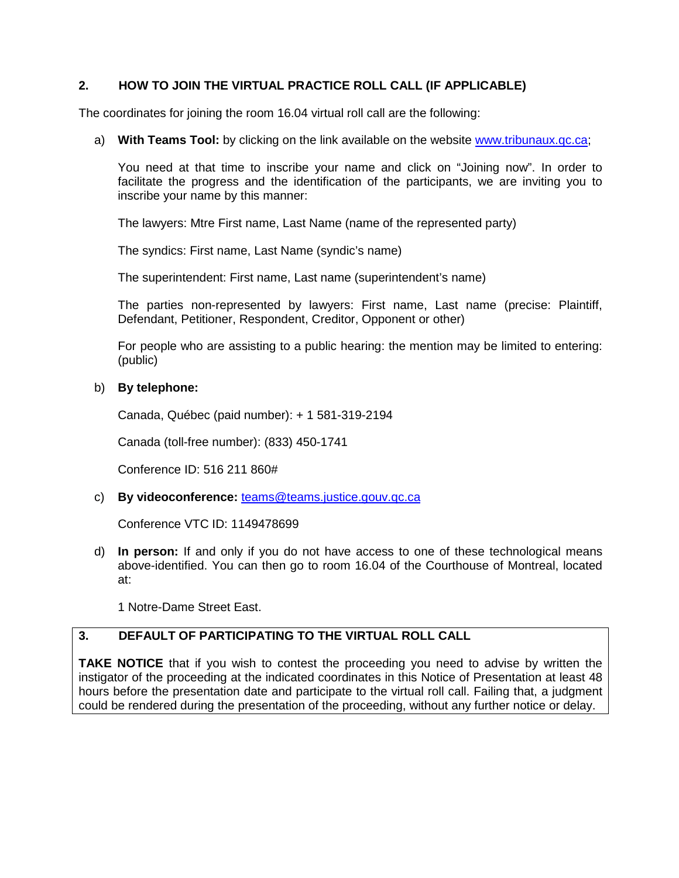## 2. HOW TO JOIN THE VIRTUAL PRACTICE ROLL CALL (IF APPLICABLE)

The coordinates for joining the room 16.04 virtual roll call are the following:

a) **With Teams Tool:** by clicking on the link available on the website www.tribunaux.qc.ca;

   You need at that time to inscribe your name and click on “Joining now”. In order to facilitate the progress and the identification of the participants, we are inviting you to inscribe your name by this manner:

   The lawyers: Mtre First name, Last Name (name of the represented party)

   The syndics: First name, Last Name (syndic’s name)

   The superintendent: First name, Last name (superintendent’s name)

   The parties non-represented by lawyers: First name, Last name (precise: Plaintiff, Defendant, Petitioner, Respondent, Creditor, Opponent or other)

   For people who are assisting to a public hearing: the mention may be limited to entering: (public)

b) **By telephone:**

   Canada, Québec (paid number): + 1 581-319-2194

   Canada (toll-free number): (833) 450-1741

   Conference ID: 516 211 860#

c) **By videoconference:** teams@teams.justice.gouv.qc.ca

   Conference VTC ID: 1149478699

d) **In person:** If and only if you do not have access to one of these technological means above-identified. You can then go to room 16.04 of the Courthouse of Montreal, located at:

   1 Notre-Dame Street East.

## 3. DEFAULT OF PARTICIPATING TO THE VIRTUAL ROLL CALL

**TAKE NOTICE** that if you wish to contest the proceeding you need to advise by written the instigator of the proceeding at the indicated coordinates in this Notice of Presentation at least 48 hours before the presentation date and participate to the virtual roll call. Failing that, a judgment could be rendered during the presentation of the proceeding, without any further notice or delay.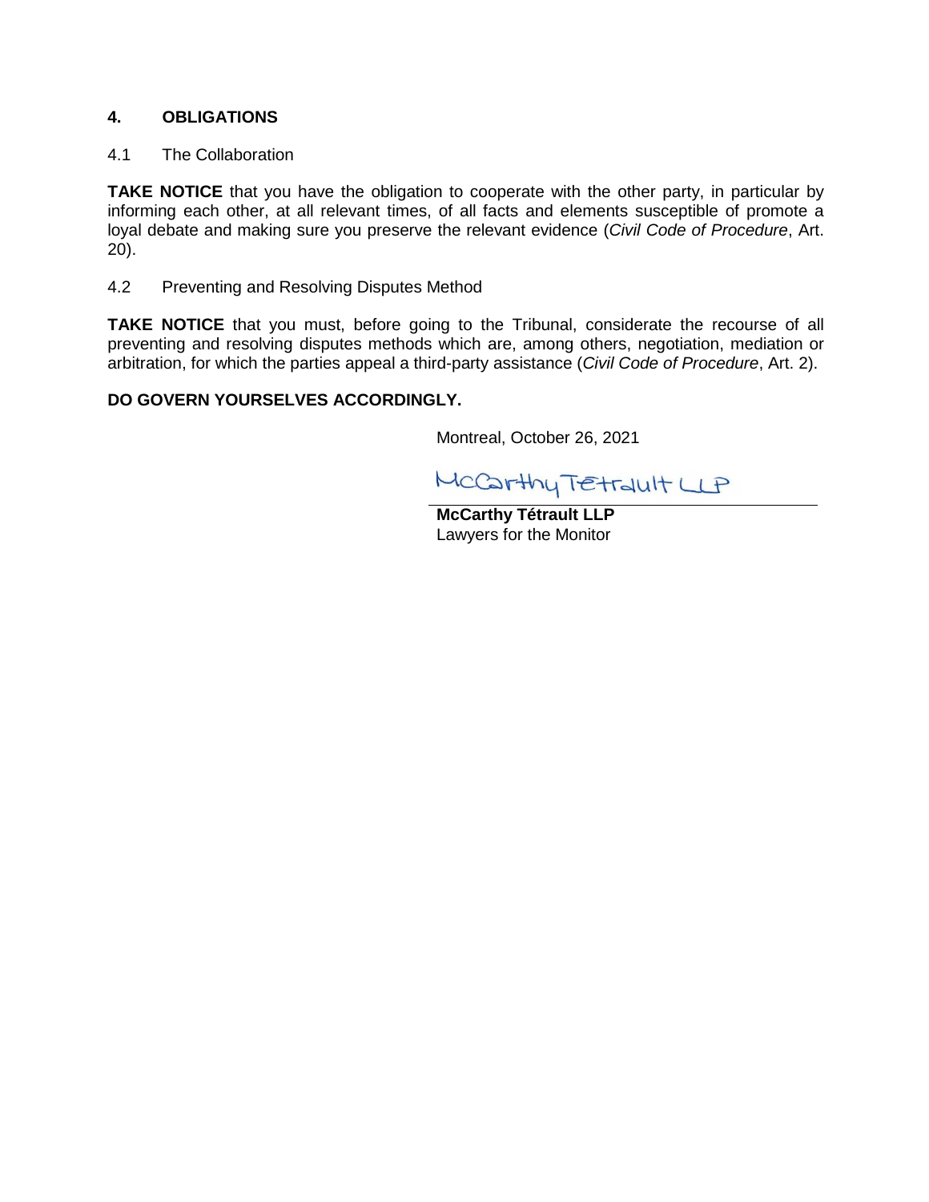## 4. OBLIGATIONS

4.1 The Collaboration

**TAKE NOTICE** that you have the obligation to cooperate with the other party, in particular by informing each other, at all relevant times, of all facts and elements susceptible of promote a loyal debate and making sure you preserve the relevant evidence (*Civil Code of Procedure*, Art. 20).

4.2 Preventing and Resolving Disputes Method

**TAKE NOTICE** that you must, before going to the Tribunal, considerate the recourse of all preventing and resolving disputes methods which are, among others, negotiation, mediation or arbitration, for which the parties appeal a third-party assistance (*Civil Code of Procedure*, Art. 2).

**DO GOVERN YOURSELVES ACCORDINGLY.**

Montreal, October 26, 2021

McCarthy Tétrault LLP

**McCarthy Tétrault LLP**
Lawyers for the Monitor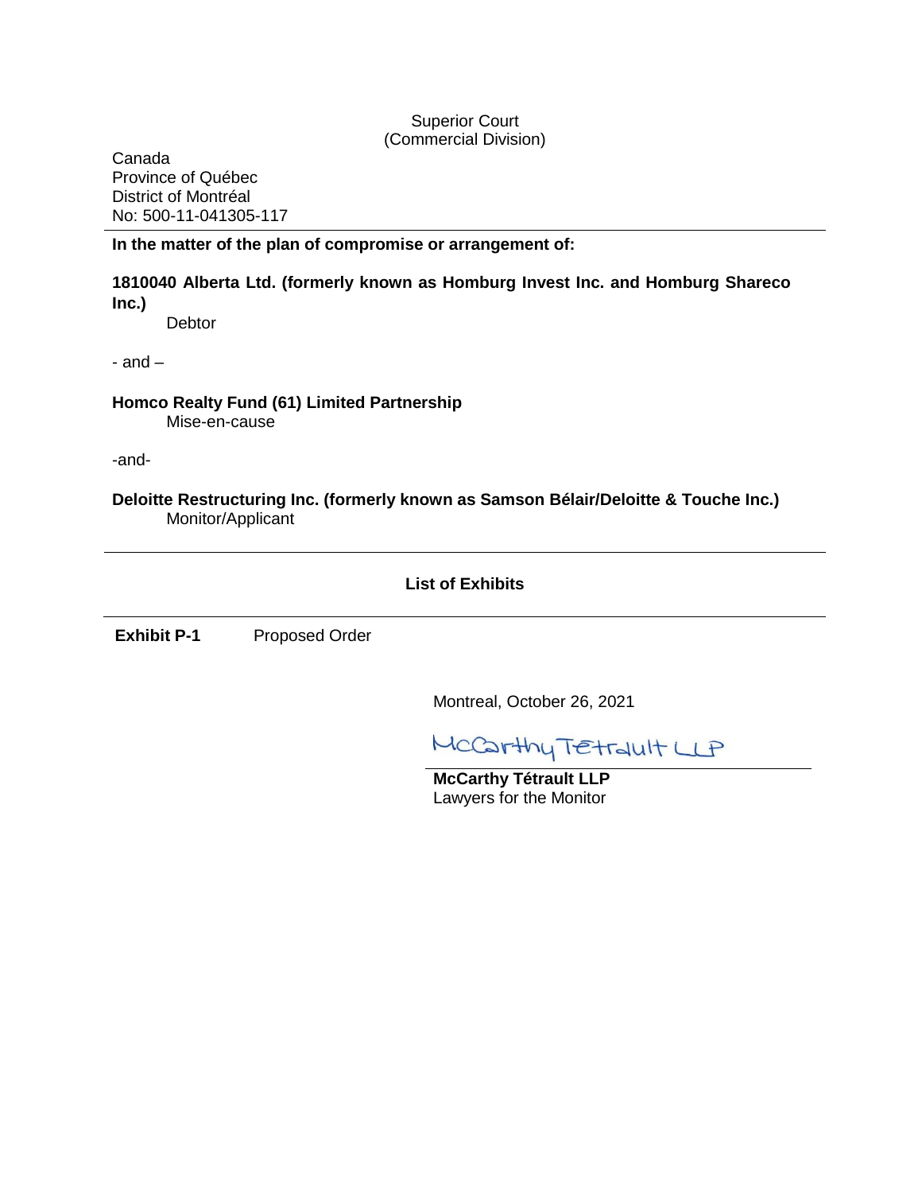Superior Court
(Commercial Division)

Canada
Province of Québec
District of Montréal
No: 500-11-041305-117

---

**In the matter of the plan of compromise or arrangement of:**

**1810040 Alberta Ltd. (formerly known as Homburg Invest Inc. and Homburg Shareco Inc.)**
Debtor

- and –

**Homco Realty Fund (61) Limited Partnership**
Mise-en-cause

-and-

**Deloitte Restructuring Inc. (formerly known as Samson Bélair/Deloitte & Touche Inc.)**
Monitor/Applicant

---

**List of Exhibits**

---

**Exhibit P-1** Proposed Order

Montreal, October 26, 2021

McCarthy Tétrault LLP

**McCarthy Tétrault LLP**
Lawyers for the Monitor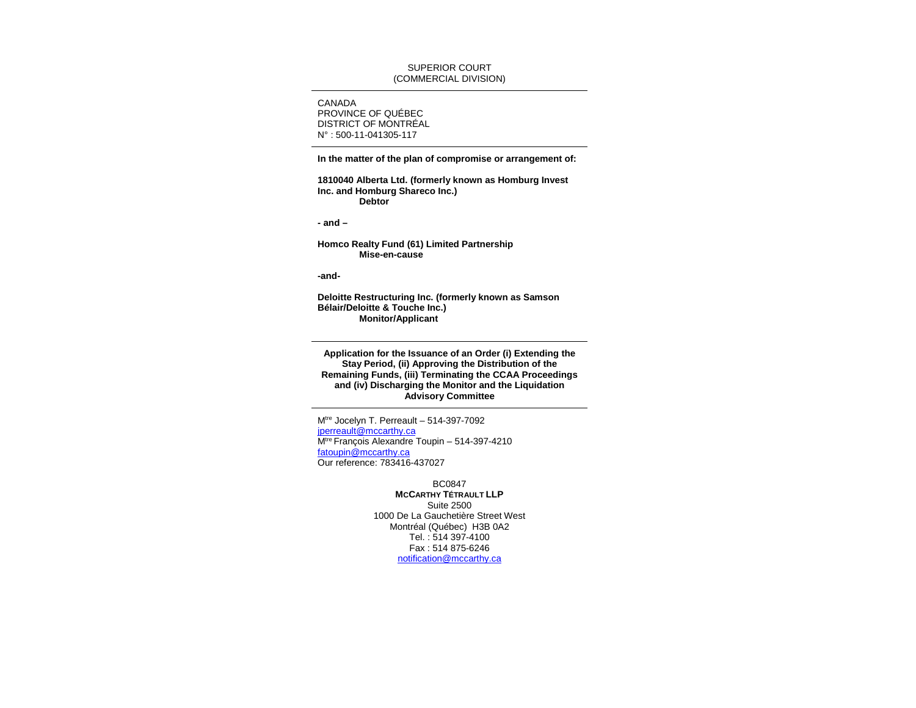SUPERIOR COURT
(COMMERCIAL DIVISION)

---

CANADA
PROVINCE OF QUÉBEC
DISTRICT OF MONTRÉAL
N° : 500-11-041305-117

---

**In the matter of the plan of compromise or arrangement of:**

**1810040 Alberta Ltd. (formerly known as Homburg Invest Inc. and Homburg Shareco Inc.)**
**Debtor**

**- and –**

**Homco Realty Fund (61) Limited Partnership**
**Mise-en-cause**

**-and-**

**Deloitte Restructuring Inc. (formerly known as Samson Bélair/Deloitte & Touche Inc.)**
**Monitor/Applicant**

---

**Application for the Issuance of an Order (i) Extending the Stay Period, (ii) Approving the Distribution of the Remaining Funds, (iii) Terminating the CCAA Proceedings and (iv) Discharging the Monitor and the Liquidation Advisory Committee**

---

Mtre Jocelyn T. Perreault – 514-397-7092
jperreault@mccarthy.ca
Mtre François Alexandre Toupin – 514-397-4210
fatoupin@mccarthy.ca
Our reference: 783416-437027

BC0847
**MCCARTHY TÉTRAULT LLP**
Suite 2500
1000 De La Gauchetière Street West
Montréal (Québec) H3B 0A2
Tel. : 514 397-4100
Fax : 514 875-6246
notification@mccarthy.ca